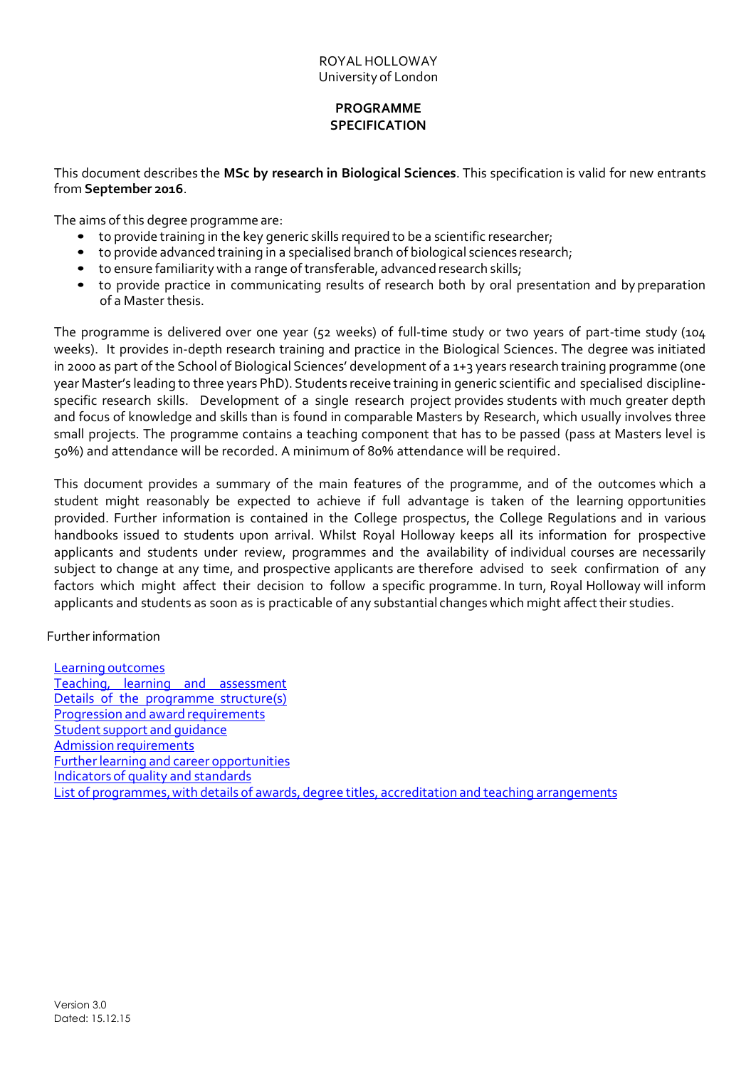ROYAL HOLLOWAY
University of London

# PROGRAMME SPECIFICATION

This document describes the **MSc by research in Biological Sciences**. This specification is valid for new entrants from **September 2016**.

The aims of this degree programme are:

- to provide training in the key generic skills required to be a scientific researcher;
- to provide advanced training in a specialised branch of biological sciences research;
- to ensure familiarity with a range of transferable, advanced research skills;
- to provide practice in communicating results of research both by oral presentation and by preparation of a Master thesis.

The programme is delivered over one year (52 weeks) of full-time study or two years of part-time study (104 weeks). It provides in-depth research training and practice in the Biological Sciences. The degree was initiated in 2000 as part of the School of Biological Sciences' development of a 1+3 years research training programme (one year Master's leading to three years PhD). Students receive training in generic scientific and specialised discipline-specific research skills. Development of a single research project provides students with much greater depth and focus of knowledge and skills than is found in comparable Masters by Research, which usually involves three small projects. The programme contains a teaching component that has to be passed (pass at Masters level is 50%) and attendance will be recorded. A minimum of 80% attendance will be required.

This document provides a summary of the main features of the programme, and of the outcomes which a student might reasonably be expected to achieve if full advantage is taken of the learning opportunities provided. Further information is contained in the College prospectus, the College Regulations and in various handbooks issued to students upon arrival. Whilst Royal Holloway keeps all its information for prospective applicants and students under review, programmes and the availability of individual courses are necessarily subject to change at any time, and prospective applicants are therefore advised to seek confirmation of any factors which might affect their decision to follow a specific programme. In turn, Royal Holloway will inform applicants and students as soon as is practicable of any substantial changes which might affect their studies.

Further information

Learning outcomes
Teaching, learning and assessment
Details of the programme structure(s)
Progression and award requirements
Student support and guidance
Admission requirements
Further learning and career opportunities
Indicators of quality and standards
List of programmes, with details of awards, degree titles, accreditation and teaching arrangements

Version 3.0
Dated: 15.12.15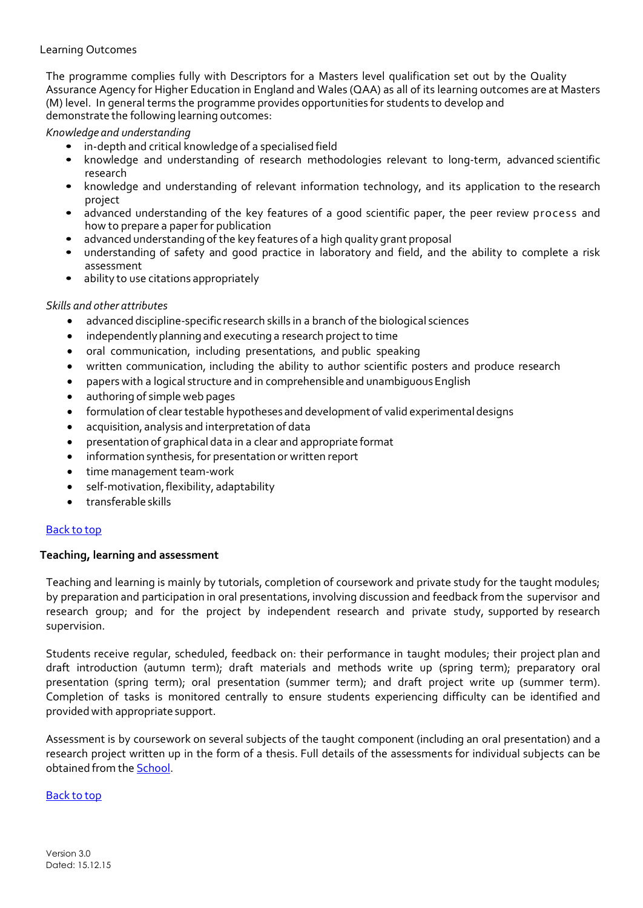Learning Outcomes

The programme complies fully with Descriptors for a Masters level qualification set out by the Quality Assurance Agency for Higher Education in England and Wales (QAA) as all of its learning outcomes are at Masters (M) level. In general terms the programme provides opportunities for students to develop and demonstrate the following learning outcomes:

*Knowledge and understanding*

- in-depth and critical knowledge of a specialised field
- knowledge and understanding of research methodologies relevant to long-term, advanced scientific research
- knowledge and understanding of relevant information technology, and its application to the research project
- advanced understanding of the key features of a good scientific paper, the peer review process and how to prepare a paper for publication
- advanced understanding of the key features of a high quality grant proposal
- understanding of safety and good practice in laboratory and field, and the ability to complete a risk assessment
- ability to use citations appropriately

*Skills and other attributes*

- advanced discipline-specific research skills in a branch of the biological sciences
- independently planning and executing a research project to time
- oral communication, including presentations, and public speaking
- written communication, including the ability to author scientific posters and produce research
- papers with a logical structure and in comprehensible and unambiguous English
- authoring of simple web pages
- formulation of clear testable hypotheses and development of valid experimental designs
- acquisition, analysis and interpretation of data
- presentation of graphical data in a clear and appropriate format
- information synthesis, for presentation or written report
- time management team-work
- self-motivation, flexibility, adaptability
- transferable skills

Back to top

**Teaching, learning and assessment**

Teaching and learning is mainly by tutorials, completion of coursework and private study for the taught modules; by preparation and participation in oral presentations, involving discussion and feedback from the supervisor and research group; and for the project by independent research and private study, supported by research supervision.

Students receive regular, scheduled, feedback on: their performance in taught modules; their project plan and draft introduction (autumn term); draft materials and methods write up (spring term); preparatory oral presentation (spring term); oral presentation (summer term); and draft project write up (summer term). Completion of tasks is monitored centrally to ensure students experiencing difficulty can be identified and provided with appropriate support.

Assessment is by coursework on several subjects of the taught component (including an oral presentation) and a research project written up in the form of a thesis. Full details of the assessments for individual subjects can be obtained from the School.

Back to top

Version 3.0
Dated: 15.12.15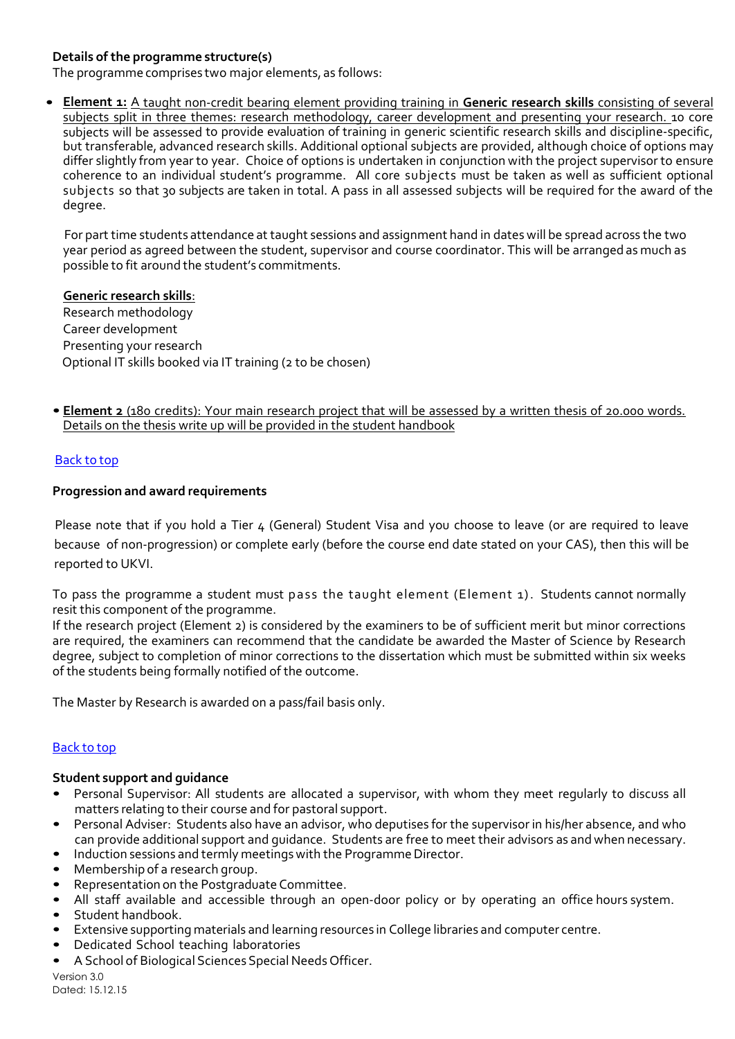**Details of the programme structure(s)**

The programme comprises two major elements, as follows:

- **Element 1:** A taught non-credit bearing element providing training in **Generic research skills** consisting of several subjects split in three themes: research methodology, career development and presenting your research. 10 core subjects will be assessed to provide evaluation of training in generic scientific research skills and discipline-specific, but transferable, advanced research skills. Additional optional subjects are provided, although choice of options may differ slightly from year to year. Choice of options is undertaken in conjunction with the project supervisor to ensure coherence to an individual student's programme. All core subjects must be taken as well as sufficient optional subjects so that 30 subjects are taken in total. A pass in all assessed subjects will be required for the award of the degree.

  For part time students attendance at taught sessions and assignment hand in dates will be spread across the two year period as agreed between the student, supervisor and course coordinator. This will be arranged as much as possible to fit around the student's commitments.

  **Generic research skills**:
  Research methodology
  Career development
  Presenting your research
  Optional IT skills booked via IT training (2 to be chosen)

- **Element 2** (180 credits): Your main research project that will be assessed by a written thesis of 20.000 words. Details on the thesis write up will be provided in the student handbook

Back to top

**Progression and award requirements**

Please note that if you hold a Tier 4 (General) Student Visa and you choose to leave (or are required to leave because of non-progression) or complete early (before the course end date stated on your CAS), then this will be reported to UKVI.

To pass the programme a student must pass the taught element (Element 1). Students cannot normally resit this component of the programme.
If the research project (Element 2) is considered by the examiners to be of sufficient merit but minor corrections are required, the examiners can recommend that the candidate be awarded the Master of Science by Research degree, subject to completion of minor corrections to the dissertation which must be submitted within six weeks of the students being formally notified of the outcome.

The Master by Research is awarded on a pass/fail basis only.

Back to top

**Student support and guidance**

- Personal Supervisor: All students are allocated a supervisor, with whom they meet regularly to discuss all matters relating to their course and for pastoral support.
- Personal Adviser: Students also have an advisor, who deputises for the supervisor in his/her absence, and who can provide additional support and guidance. Students are free to meet their advisors as and when necessary.
- Induction sessions and termly meetings with the Programme Director.
- Membership of a research group.
- Representation on the Postgraduate Committee.
- All staff available and accessible through an open-door policy or by operating an office hours system.
- Student handbook.
- Extensive supporting materials and learning resources in College libraries and computer centre.
- Dedicated School teaching laboratories
- A School of Biological Sciences Special Needs Officer.

Version 3.0
Dated: 15.12.15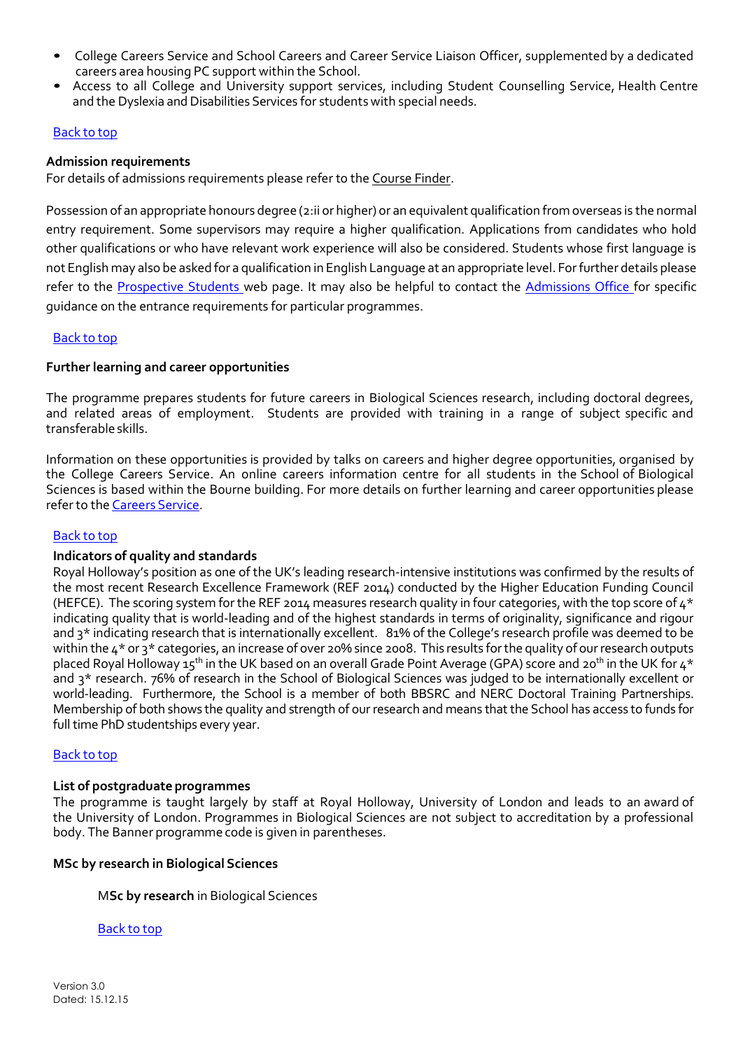- College Careers Service and School Careers and Career Service Liaison Officer, supplemented by a dedicated careers area housing PC support within the School.
- Access to all College and University support services, including Student Counselling Service, Health Centre and the Dyslexia and Disabilities Services for students with special needs.

Back to top

**Admission requirements**

For details of admissions requirements please refer to the Course Finder.

Possession of an appropriate honours degree (2:ii or higher) or an equivalent qualification from overseas is the normal entry requirement. Some supervisors may require a higher qualification. Applications from candidates who hold other qualifications or who have relevant work experience will also be considered. Students whose first language is not English may also be asked for a qualification in English Language at an appropriate level. For further details please refer to the Prospective Students web page. It may also be helpful to contact the Admissions Office for specific guidance on the entrance requirements for particular programmes.

Back to top

**Further learning and career opportunities**

The programme prepares students for future careers in Biological Sciences research, including doctoral degrees, and related areas of employment. Students are provided with training in a range of subject specific and transferable skills.

Information on these opportunities is provided by talks on careers and higher degree opportunities, organised by the College Careers Service. An online careers information centre for all students in the School of Biological Sciences is based within the Bourne building. For more details on further learning and career opportunities please refer to the Careers Service.

Back to top

**Indicators of quality and standards**

Royal Holloway's position as one of the UK's leading research-intensive institutions was confirmed by the results of the most recent Research Excellence Framework (REF 2014) conducted by the Higher Education Funding Council (HEFCE). The scoring system for the REF 2014 measures research quality in four categories, with the top score of 4* indicating quality that is world-leading and of the highest standards in terms of originality, significance and rigour and 3* indicating research that is internationally excellent. 81% of the College's research profile was deemed to be within the 4* or 3* categories, an increase of over 20% since 2008. This results for the quality of our research outputs placed Royal Holloway 15th in the UK based on an overall Grade Point Average (GPA) score and 20th in the UK for 4* and 3* research. 76% of research in the School of Biological Sciences was judged to be internationally excellent or world-leading. Furthermore, the School is a member of both BBSRC and NERC Doctoral Training Partnerships. Membership of both shows the quality and strength of our research and means that the School has access to funds for full time PhD studentships every year.

Back to top

**List of postgraduate programmes**

The programme is taught largely by staff at Royal Holloway, University of London and leads to an award of the University of London. Programmes in Biological Sciences are not subject to accreditation by a professional body. The Banner programme code is given in parentheses.

**MSc by research in Biological Sciences**

M**Sc by research** in Biological Sciences

Back to top

Version 3.0
Dated: 15.12.15